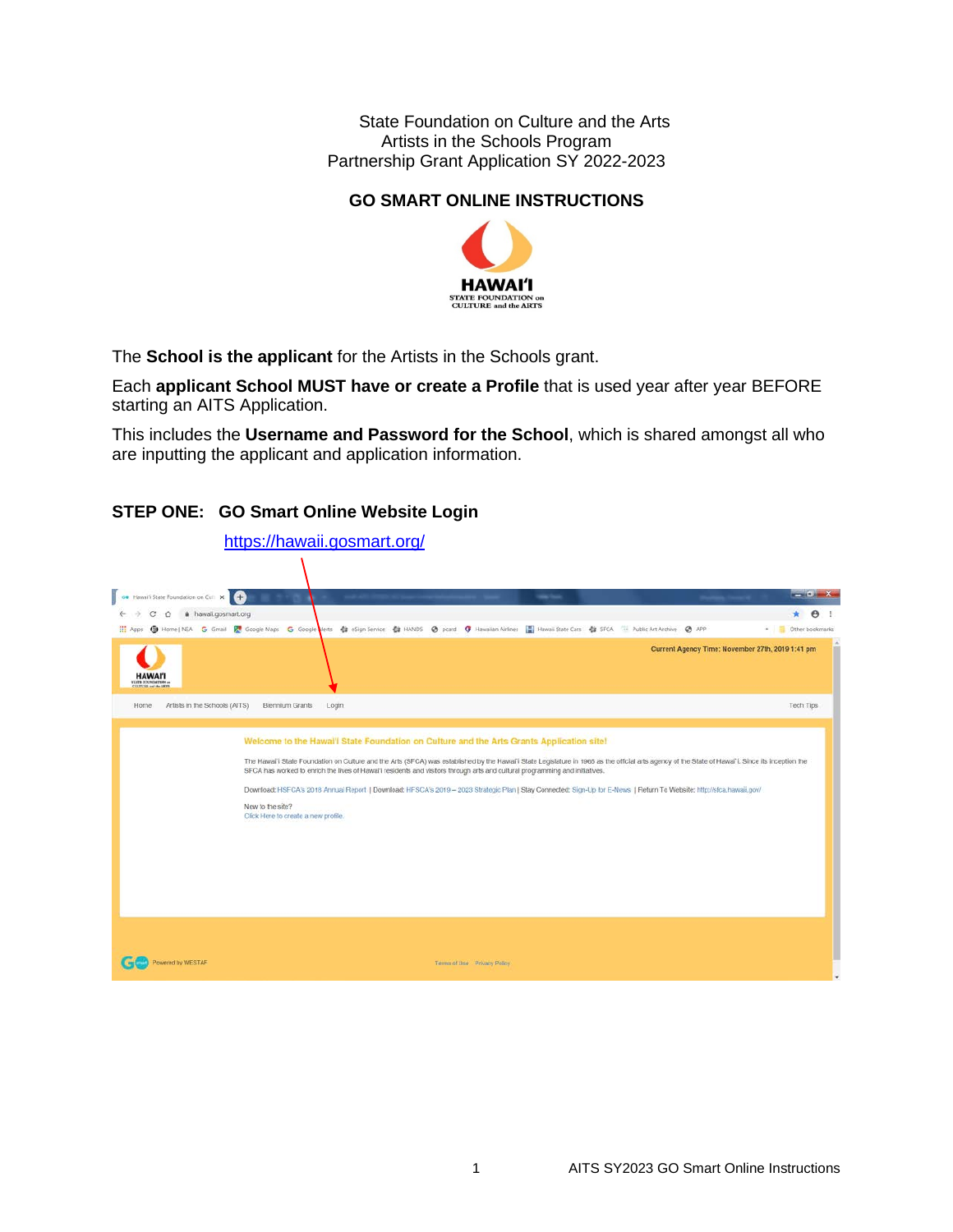State Foundation on Culture and the Arts
Artists in the Schools Program
Partnership Grant Application SY 2022-2023

## GO SMART ONLINE INSTRUCTIONS

The **School is the applicant** for the Artists in the Schools grant.

Each **applicant School MUST have or create a Profile** that is used year after year BEFORE starting an AITS Application.

This includes the **Username and Password for the School**, which is shared amongst all who are inputting the applicant and application information.

### STEP ONE: GO Smart Online Website Login

https://hawaii.gosmart.org/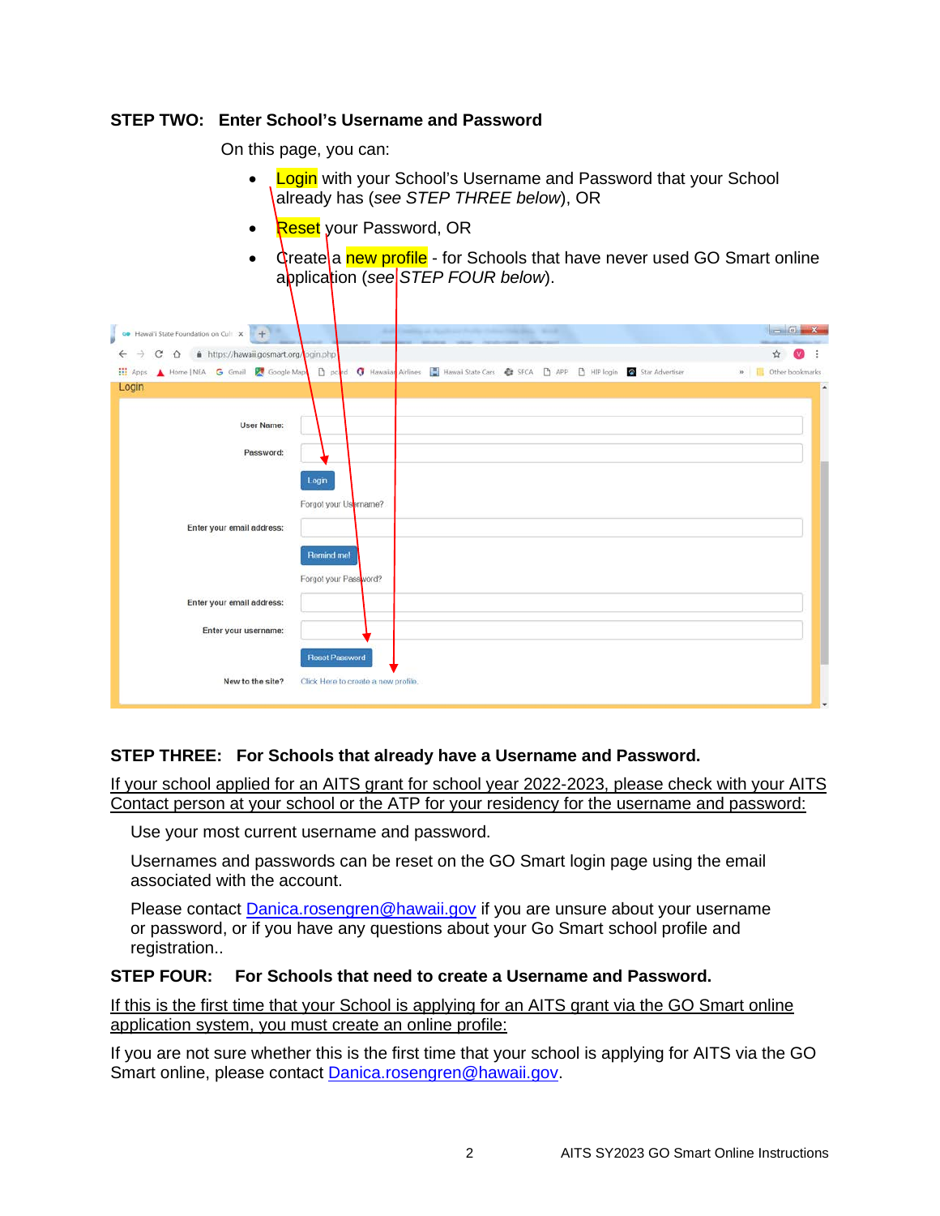**STEP TWO: Enter School's Username and Password**

On this page, you can:

- Login with your School's Username and Password that your School already has (*see STEP THREE below*), OR
- Reset your Password, OR
- Create a new profile - for Schools that have never used GO Smart online application (*see STEP FOUR below*).

**STEP THREE: For Schools that already have a Username and Password.**

<u>If your school applied for an AITS grant for school year 2022-2023, please check with your AITS Contact person at your school or the ATP for your residency for the username and password:</u>

Use your most current username and password.

Usernames and passwords can be reset on the GO Smart login page using the email associated with the account.

Please contact [Danica.rosengren@hawaii.gov](mailto:Danica.rosengren@hawaii.gov) if you are unsure about your username or password, or if you have any questions about your Go Smart school profile and registration..

**STEP FOUR: For Schools that need to create a Username and Password.**

<u>If this is the first time that your School is applying for an AITS grant via the GO Smart online application system, you must create an online profile:</u>

If you are not sure whether this is the first time that your school is applying for AITS via the GO Smart online, please contact [Danica.rosengren@hawaii.gov](mailto:Danica.rosengren@hawaii.gov).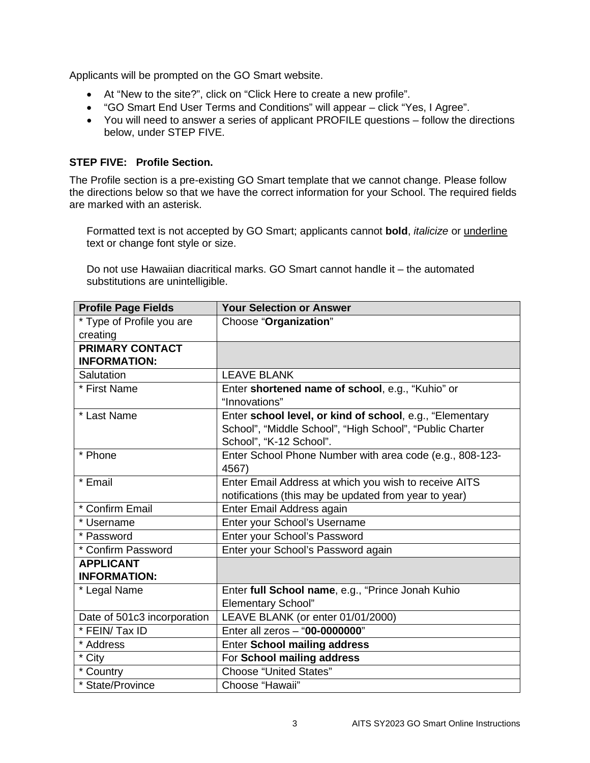Applicants will be prompted on the GO Smart website.

- At "New to the site?", click on "Click Here to create a new profile".
- "GO Smart End User Terms and Conditions" will appear – click "Yes, I Agree".
- You will need to answer a series of applicant PROFILE questions – follow the directions below, under STEP FIVE.

**STEP FIVE: Profile Section.**

The Profile section is a pre-existing GO Smart template that we cannot change. Please follow the directions below so that we have the correct information for your School. The required fields are marked with an asterisk.

Formatted text is not accepted by GO Smart; applicants cannot **bold**, *italicize* or <u>underline</u> text or change font style or size.

Do not use Hawaiian diacritical marks. GO Smart cannot handle it – the automated substitutions are unintelligible.

| Profile Page Fields | Your Selection or Answer |
|---|---|
| * Type of Profile you are creating | Choose "**Organization**" |
| **PRIMARY CONTACT INFORMATION:** | |
| Salutation | LEAVE BLANK |
| * First Name | Enter **shortened name of school**, e.g., "Kuhio" or "Innovations" |
| * Last Name | Enter **school level, or kind of school**, e.g., "Elementary School", "Middle School", "High School", "Public Charter School", "K-12 School". |
| * Phone | Enter School Phone Number with area code (e.g., 808-123-4567) |
| * Email | Enter Email Address at which you wish to receive AITS notifications (this may be updated from year to year) |
| * Confirm Email | Enter Email Address again |
| * Username | Enter your School's Username |
| * Password | Enter your School's Password |
| * Confirm Password | Enter your School's Password again |
| **APPLICANT INFORMATION:** | |
| * Legal Name | Enter **full School name**, e.g., "Prince Jonah Kuhio Elementary School" |
| Date of 501c3 incorporation | LEAVE BLANK (or enter 01/01/2000) |
| * FEIN/ Tax ID | Enter all zeros – "**00-0000000**" |
| * Address | Enter **School mailing address** |
| * City | For **School mailing address** |
| * Country | Choose "United States" |
| * State/Province | Choose "Hawaii" |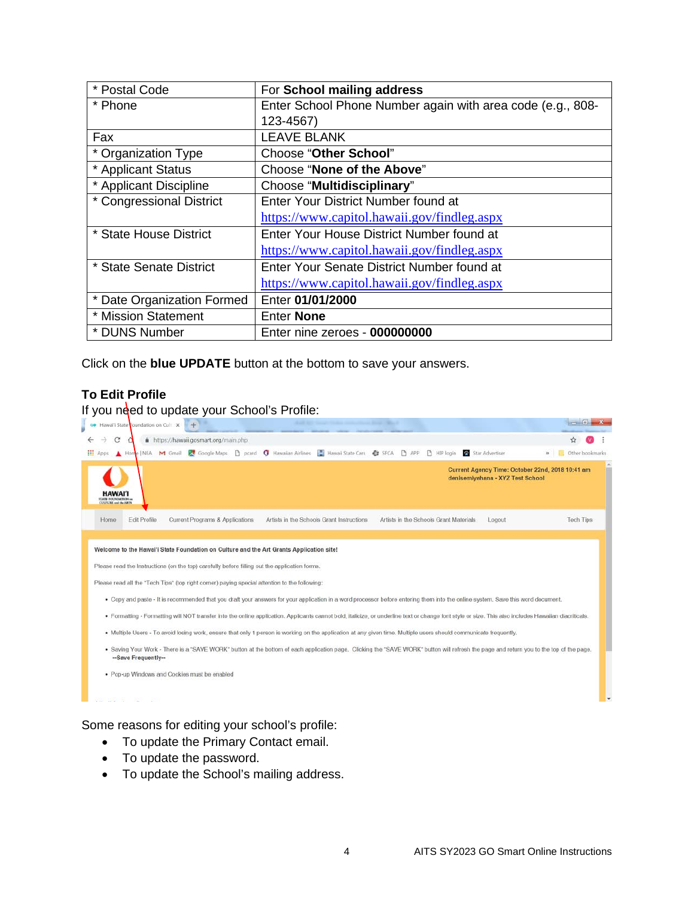| * Postal Code | For **School mailing address** |
|---|---|
| * Phone | Enter School Phone Number again with area code (e.g., 808-123-4567) |
| Fax | LEAVE BLANK |
| * Organization Type | Choose "**Other School**" |
| * Applicant Status | Choose "**None of the Above**" |
| * Applicant Discipline | Choose "**Multidisciplinary**" |
| * Congressional District | Enter Your District Number found at https://www.capitol.hawaii.gov/findleg.aspx |
| * State House District | Enter Your House District Number found at https://www.capitol.hawaii.gov/findleg.aspx |
| * State Senate District | Enter Your Senate District Number found at https://www.capitol.hawaii.gov/findleg.aspx |
| * Date Organization Formed | Enter **01/01/2000** |
| * Mission Statement | Enter **None** |
| * DUNS Number | Enter nine zeroes - **000000000** |

Click on the **blue UPDATE** button at the bottom to save your answers.

**To Edit Profile**

If you need to update your School's Profile:

Some reasons for editing your school's profile:

- To update the Primary Contact email.
- To update the password.
- To update the School's mailing address.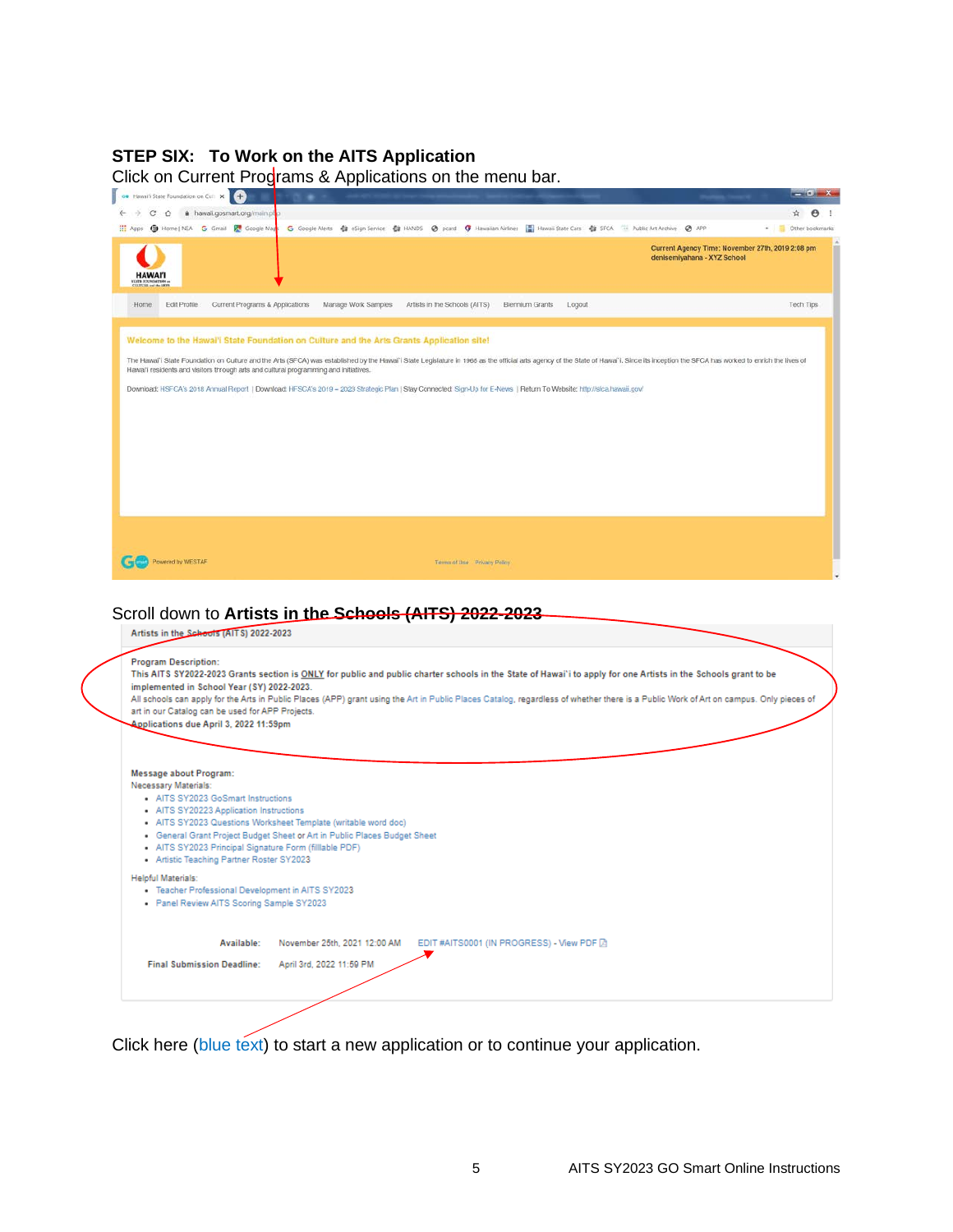**STEP SIX: To Work on the AITS Application**

Click on Current Programs & Applications on the menu bar.

Current Agency Time: November 27th, 2019 2:08 pm
denisemiyahana - XYZ School

Home | Edit Profile | Current Programs & Applications | Manage Work Samples | Artists in the Schools (AITS) | Biennium Grants | Logout | Tech Tips

Welcome to the Hawai'i State Foundation on Culture and the Arts Grants Application site!

The Hawai'i State Foundation on Culture and the Arts (SFCA) was established by the Hawai'i State Legislature in 1965 as the official arts agency of the State of Hawai'i. Since its inception the SFCA has worked to enrich the lives of Hawai'i residents and visitors through arts and cultural programming and initiatives.

Download: HSFCA's 2018 Annual Report | Download: HFSCA's 2019 – 2023 Strategic Plan | Stay Connected: Sign-Up for E-News | Return To Website: http://sfca.hawaii.gov/

Powered by WESTAF

Terms of Use Privacy Policy

Scroll down to **Artists in the Schools (AITS) 2022-2023**

**Artists in the Schools (AITS) 2022-2023**

**Program Description:**
**This AITS SY2022-2023 Grants section is ONLY for public and public charter schools in the State of Hawai'i to apply for one Artists in the Schools grant to be implemented in School Year (SY) 2022-2023.**
All schools can apply for the Arts in Public Places (APP) grant using the Art in Public Places Catalog, regardless of whether there is a Public Work of Art on campus. Only pieces of art in our Catalog can be used for APP Projects.
**Applications due April 3, 2022 11:59pm**

**Message about Program:**
Necessary Materials:

- AITS SY2023 GoSmart Instructions
- AITS SY20223 Application Instructions
- AITS SY2023 Questions Worksheet Template (writable word doc)
- General Grant Project Budget Sheet or Art in Public Places Budget Sheet
- AITS SY2023 Principal Signature Form (fillable PDF)
- Artistic Teaching Partner Roster SY2023

Helpful Materials:

- Teacher Professional Development in AITS SY2023
- Panel Review AITS Scoring Sample SY2023

**Available:** November 25th, 2021 12:00 AM — EDIT #AITS0001 (IN PROGRESS) - View PDF

**Final Submission Deadline:** April 3rd, 2022 11:59 PM

Click here (blue text) to start a new application or to continue your application.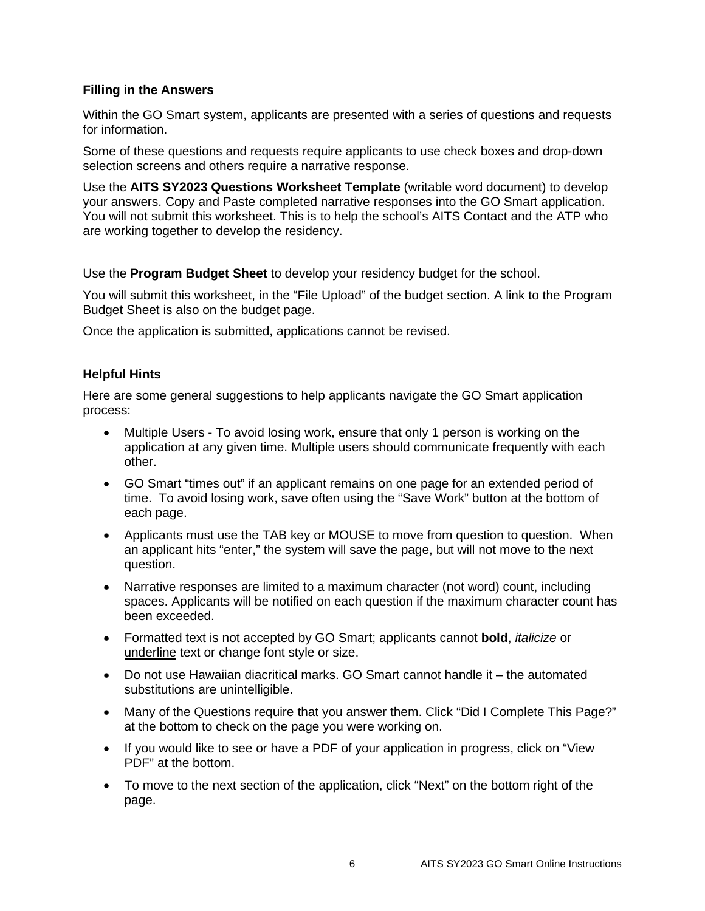### Filling in the Answers

Within the GO Smart system, applicants are presented with a series of questions and requests for information.

Some of these questions and requests require applicants to use check boxes and drop-down selection screens and others require a narrative response.

Use the **AITS SY2023 Questions Worksheet Template** (writable word document) to develop your answers. Copy and Paste completed narrative responses into the GO Smart application. You will not submit this worksheet. This is to help the school's AITS Contact and the ATP who are working together to develop the residency.

Use the **Program Budget Sheet** to develop your residency budget for the school.

You will submit this worksheet, in the "File Upload" of the budget section. A link to the Program Budget Sheet is also on the budget page.

Once the application is submitted, applications cannot be revised.

### Helpful Hints

Here are some general suggestions to help applicants navigate the GO Smart application process:

- Multiple Users - To avoid losing work, ensure that only 1 person is working on the application at any given time. Multiple users should communicate frequently with each other.
- GO Smart "times out" if an applicant remains on one page for an extended period of time. To avoid losing work, save often using the "Save Work" button at the bottom of each page.
- Applicants must use the TAB key or MOUSE to move from question to question. When an applicant hits "enter," the system will save the page, but will not move to the next question.
- Narrative responses are limited to a maximum character (not word) count, including spaces. Applicants will be notified on each question if the maximum character count has been exceeded.
- Formatted text is not accepted by GO Smart; applicants cannot **bold**, *italicize* or <u>underline</u> text or change font style or size.
- Do not use Hawaiian diacritical marks. GO Smart cannot handle it – the automated substitutions are unintelligible.
- Many of the Questions require that you answer them. Click "Did I Complete This Page?" at the bottom to check on the page you were working on.
- If you would like to see or have a PDF of your application in progress, click on "View PDF" at the bottom.
- To move to the next section of the application, click "Next" on the bottom right of the page.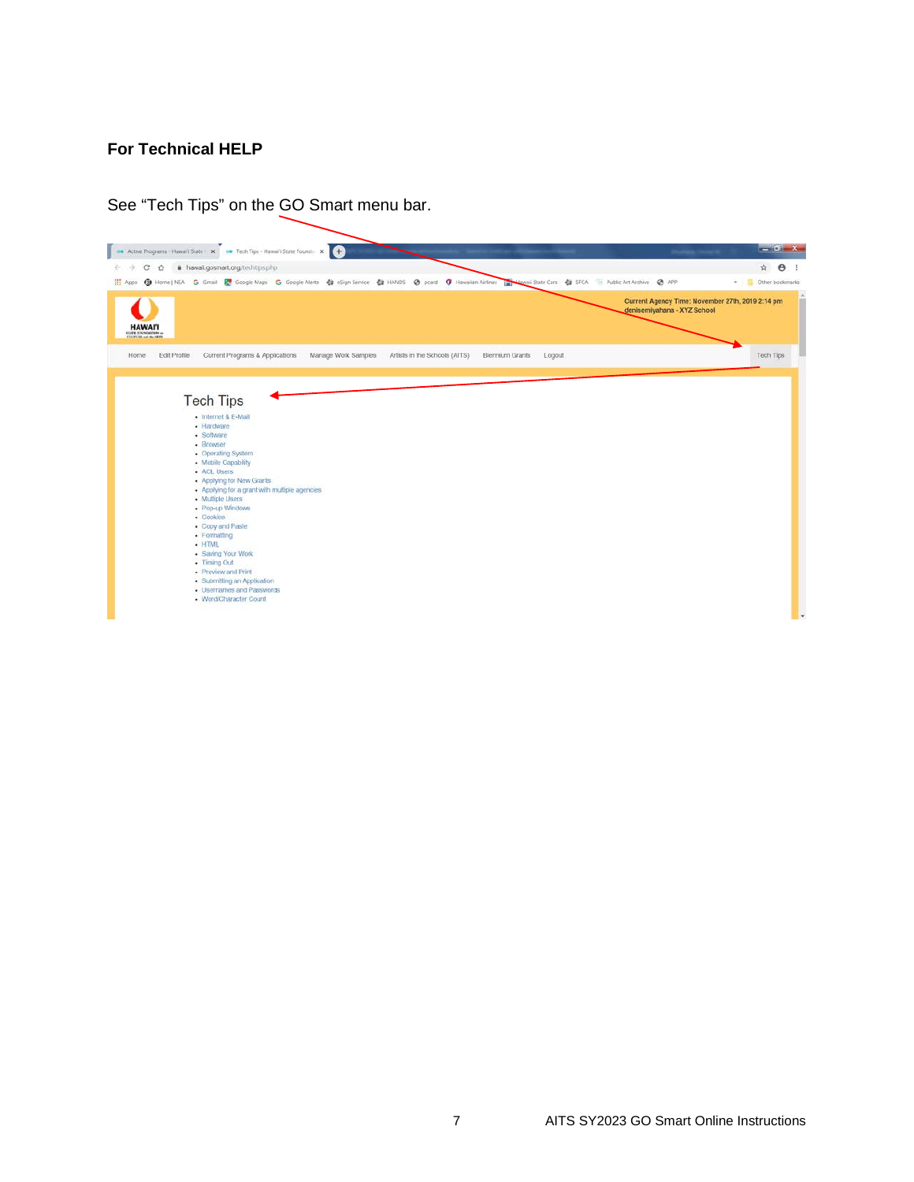**For Technical HELP**

See “Tech Tips” on the GO Smart menu bar.

Current Agency Time: November 27th, 2019 2:14 pm
denisemiyahana - XYZ School

Home Edit Profile Current Programs & Applications Manage Work Samples Artists in the Schools (AITS) Biennium Grants Logout Tech Tips

Tech Tips

- Internet & E-Mail
- Hardware
- Software
- Browser
- Operating System
- Mobile Capability
- AOL Users
- Applying for New Grants
- Applying for a grant with multiple agencies
- Multiple Users
- Pop-up Windows
- Cookies
- Copy and Paste
- Formatting
- HTML
- Saving Your Work
- Timing Out
- Preview and Print
- Submitting an Application
- Usernames and Passwords
- Word/Character Count